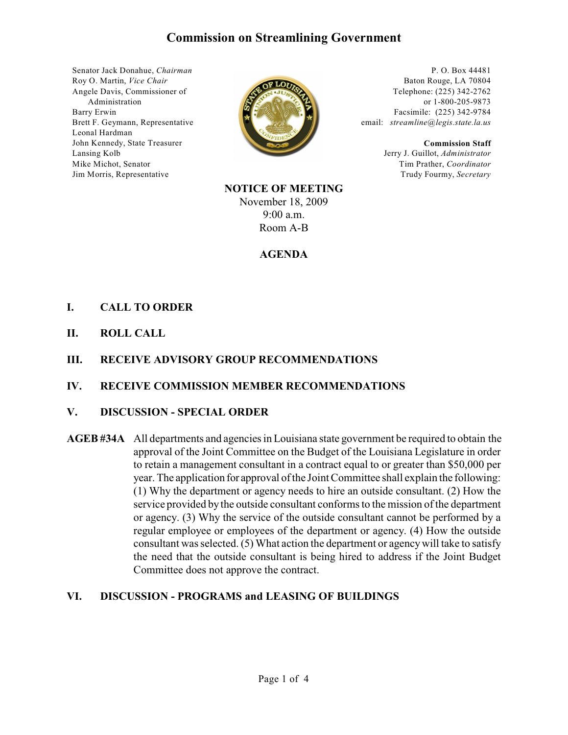# Commission on Streamlining Government

Senator Jack Donahue, *Chairman*
Roy O. Martin, *Vice Chair*
Angele Davis, Commissioner of Administration
Barry Erwin
Brett F. Geymann, Representative
Leonal Hardman
John Kennedy, State Treasurer
Lansing Kolb
Mike Michot, Senator
Jim Morris, Representative

P. O. Box 44481
Baton Rouge, LA 70804
Telephone: (225) 342-2762
or 1-800-205-9873
Facsimile: (225) 342-9784
email: *streamline@legis.state.la.us*

**Commission Staff**
Jerry J. Guillot, *Administrator*
Tim Prather, *Coordinator*
Trudy Fourmy, *Secretary*

**NOTICE OF MEETING**
November 18, 2009
9:00 a.m.
Room A-B

## AGENDA

**I. CALL TO ORDER**

**II. ROLL CALL**

**III. RECEIVE ADVISORY GROUP RECOMMENDATIONS**

**IV. RECEIVE COMMISSION MEMBER RECOMMENDATIONS**

**V. DISCUSSION - SPECIAL ORDER**

**AGEB #34A** All departments and agencies in Louisiana state government be required to obtain the approval of the Joint Committee on the Budget of the Louisiana Legislature in order to retain a management consultant in a contract equal to or greater than $50,000 per year. The application for approval of the Joint Committee shall explain the following: (1) Why the department or agency needs to hire an outside consultant. (2) How the service provided by the outside consultant conforms to the mission of the department or agency. (3) Why the service of the outside consultant cannot be performed by a regular employee or employees of the department or agency. (4) How the outside consultant was selected. (5) What action the department or agency will take to satisfy the need that the outside consultant is being hired to address if the Joint Budget Committee does not approve the contract.

**VI. DISCUSSION - PROGRAMS and LEASING OF BUILDINGS**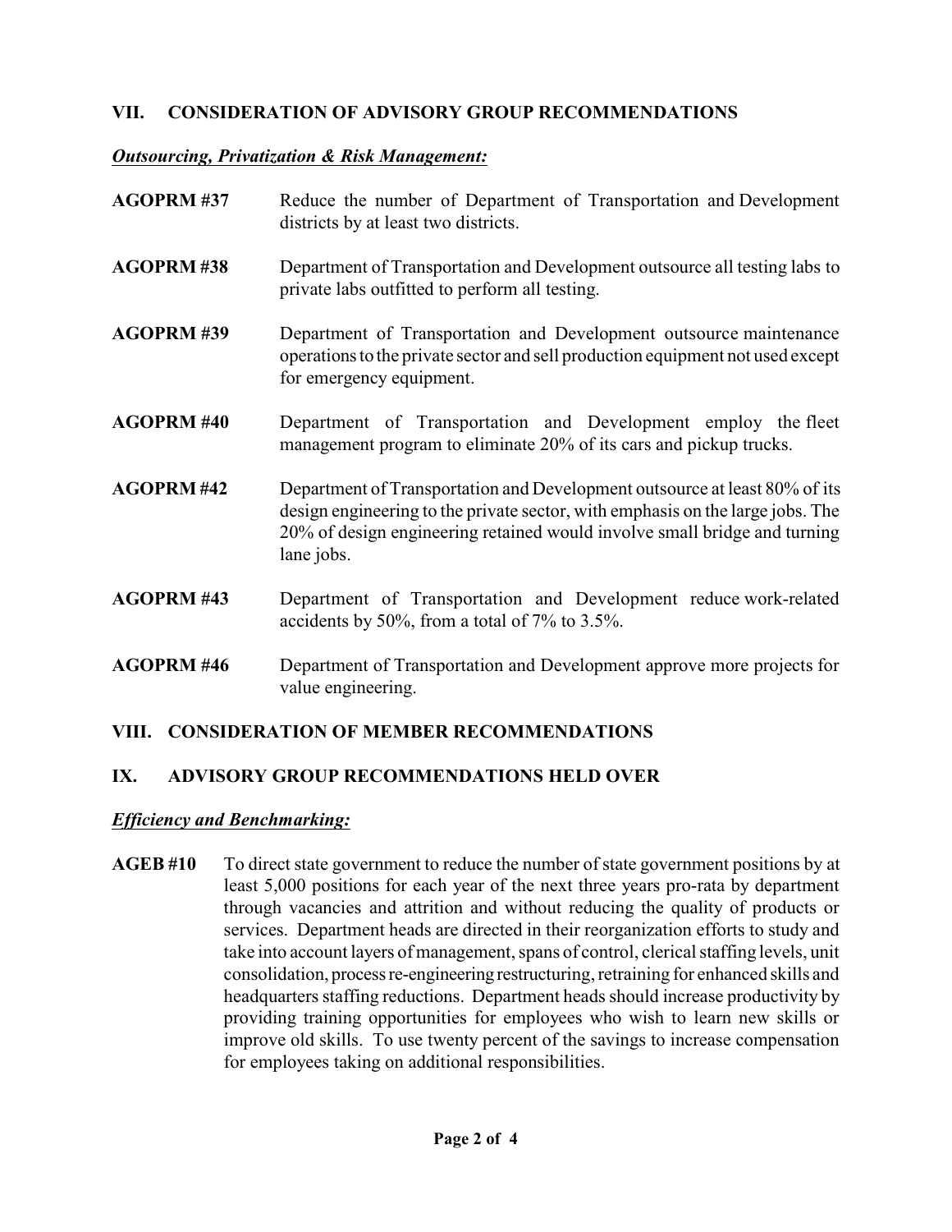## VII. CONSIDERATION OF ADVISORY GROUP RECOMMENDATIONS

***Outsourcing, Privatization & Risk Management:***

**AGOPRM #37** Reduce the number of Department of Transportation and Development districts by at least two districts.

**AGOPRM #38** Department of Transportation and Development outsource all testing labs to private labs outfitted to perform all testing.

**AGOPRM #39** Department of Transportation and Development outsource maintenance operations to the private sector and sell production equipment not used except for emergency equipment.

**AGOPRM #40** Department of Transportation and Development employ the fleet management program to eliminate 20% of its cars and pickup trucks.

**AGOPRM #42** Department of Transportation and Development outsource at least 80% of its design engineering to the private sector, with emphasis on the large jobs. The 20% of design engineering retained would involve small bridge and turning lane jobs.

**AGOPRM #43** Department of Transportation and Development reduce work-related accidents by 50%, from a total of 7% to 3.5%.

**AGOPRM #46** Department of Transportation and Development approve more projects for value engineering.

## VIII. CONSIDERATION OF MEMBER RECOMMENDATIONS

## IX. ADVISORY GROUP RECOMMENDATIONS HELD OVER

***Efficiency and Benchmarking:***

**AGEB #10** To direct state government to reduce the number of state government positions by at least 5,000 positions for each year of the next three years pro-rata by department through vacancies and attrition and without reducing the quality of products or services. Department heads are directed in their reorganization efforts to study and take into account layers of management, spans of control, clerical staffing levels, unit consolidation, process re-engineering restructuring, retraining for enhanced skills and headquarters staffing reductions. Department heads should increase productivity by providing training opportunities for employees who wish to learn new skills or improve old skills. To use twenty percent of the savings to increase compensation for employees taking on additional responsibilities.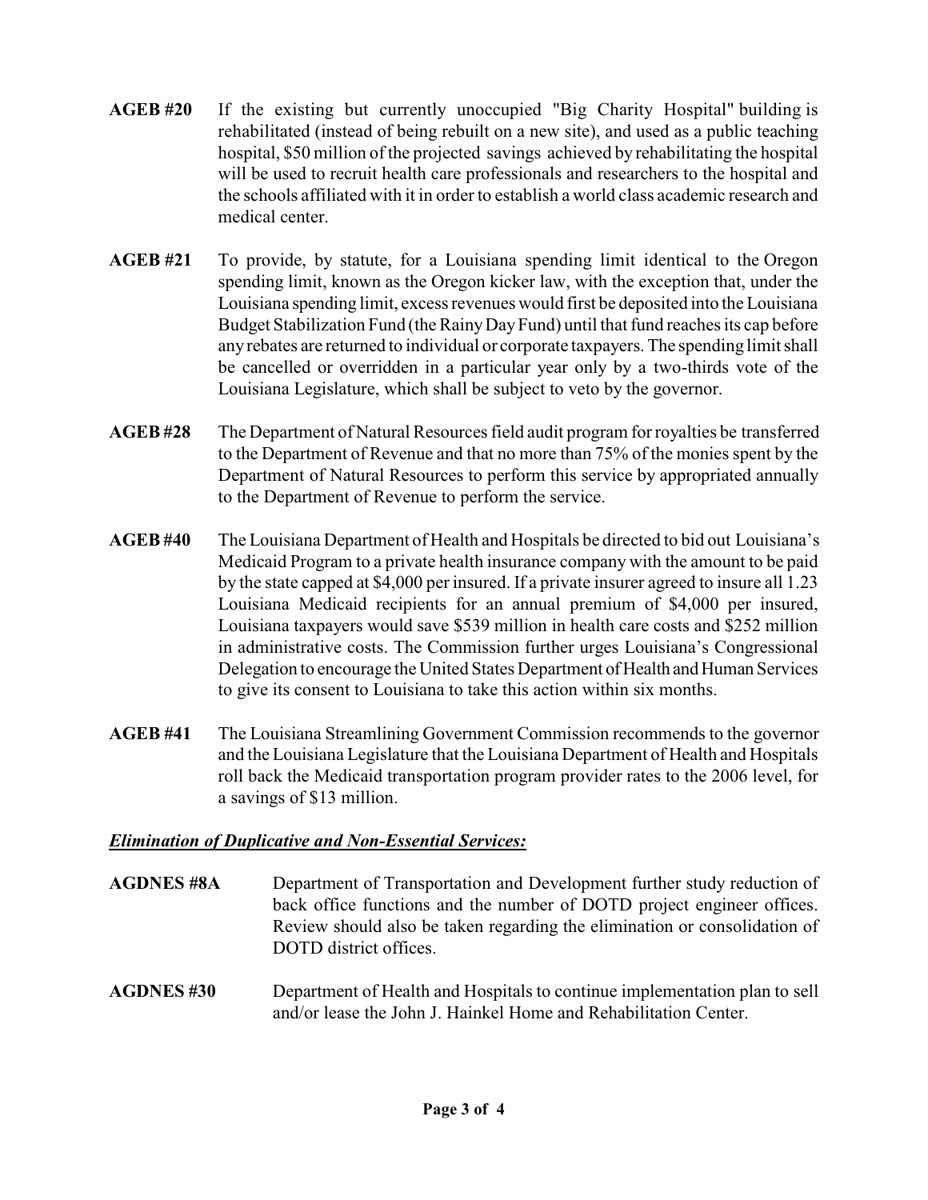**AGEB #20** If the existing but currently unoccupied "Big Charity Hospital" building is rehabilitated (instead of being rebuilt on a new site), and used as a public teaching hospital, $50 million of the projected savings achieved by rehabilitating the hospital will be used to recruit health care professionals and researchers to the hospital and the schools affiliated with it in order to establish a world class academic research and medical center.

**AGEB #21** To provide, by statute, for a Louisiana spending limit identical to the Oregon spending limit, known as the Oregon kicker law, with the exception that, under the Louisiana spending limit, excess revenues would first be deposited into the Louisiana Budget Stabilization Fund (the Rainy Day Fund) until that fund reaches its cap before any rebates are returned to individual or corporate taxpayers. The spending limit shall be cancelled or overridden in a particular year only by a two-thirds vote of the Louisiana Legislature, which shall be subject to veto by the governor.

**AGEB #28** The Department of Natural Resources field audit program for royalties be transferred to the Department of Revenue and that no more than 75% of the monies spent by the Department of Natural Resources to perform this service by appropriated annually to the Department of Revenue to perform the service.

**AGEB #40** The Louisiana Department of Health and Hospitals be directed to bid out Louisiana's Medicaid Program to a private health insurance company with the amount to be paid by the state capped at $4,000 per insured. If a private insurer agreed to insure all 1.23 Louisiana Medicaid recipients for an annual premium of $4,000 per insured, Louisiana taxpayers would save $539 million in health care costs and $252 million in administrative costs. The Commission further urges Louisiana's Congressional Delegation to encourage the United States Department of Health and Human Services to give its consent to Louisiana to take this action within six months.

**AGEB #41** The Louisiana Streamlining Government Commission recommends to the governor and the Louisiana Legislature that the Louisiana Department of Health and Hospitals roll back the Medicaid transportation program provider rates to the 2006 level, for a savings of $13 million.

***Elimination of Duplicative and Non-Essential Services:***

**AGDNES #8A** Department of Transportation and Development further study reduction of back office functions and the number of DOTD project engineer offices. Review should also be taken regarding the elimination or consolidation of DOTD district offices.

**AGDNES #30** Department of Health and Hospitals to continue implementation plan to sell and/or lease the John J. Hainkel Home and Rehabilitation Center.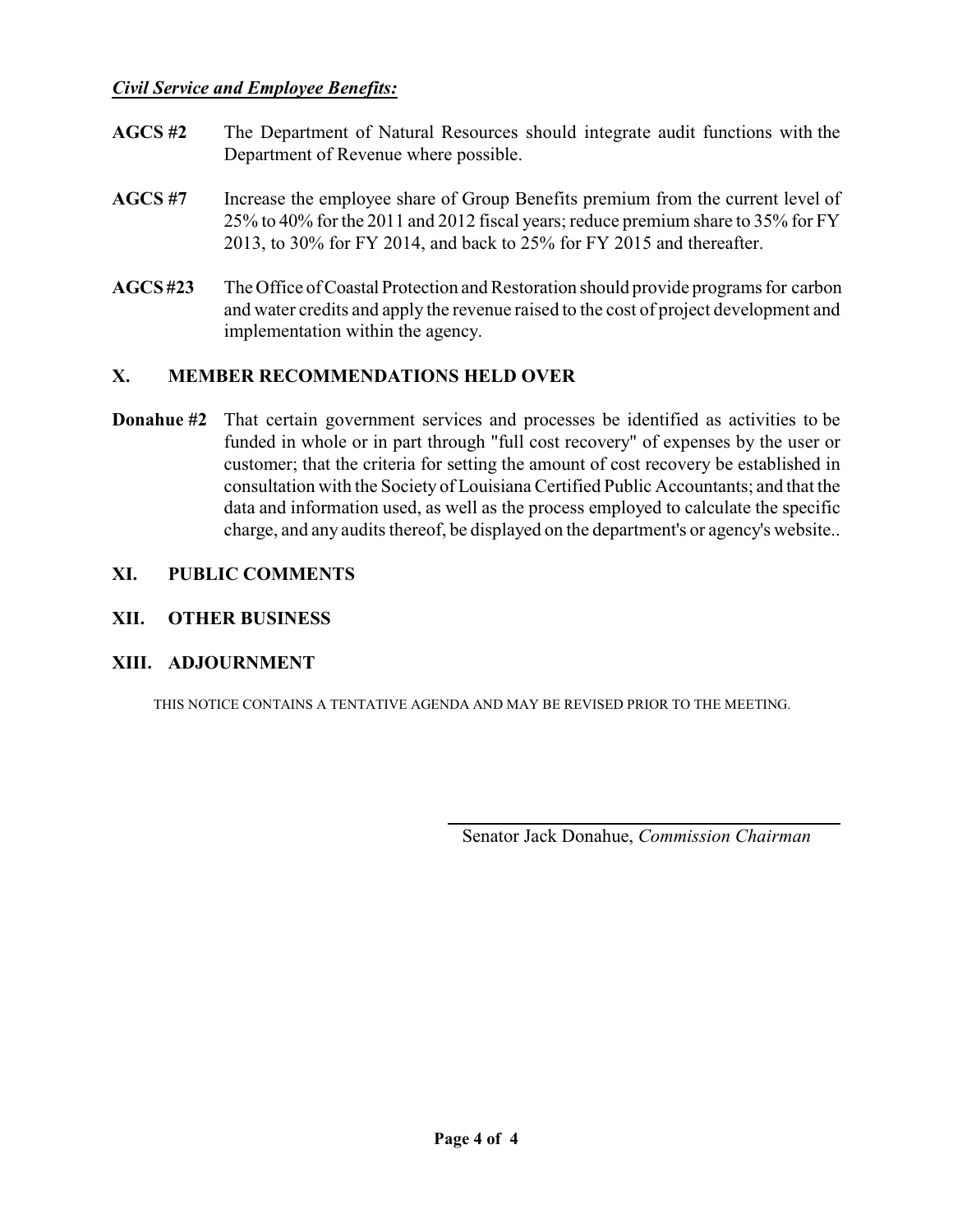***Civil Service and Employee Benefits:***

**AGCS #2** The Department of Natural Resources should integrate audit functions with the Department of Revenue where possible.

**AGCS #7** Increase the employee share of Group Benefits premium from the current level of 25% to 40% for the 2011 and 2012 fiscal years; reduce premium share to 35% for FY 2013, to 30% for FY 2014, and back to 25% for FY 2015 and thereafter.

**AGCS #23** The Office of Coastal Protection and Restoration should provide programs for carbon and water credits and apply the revenue raised to the cost of project development and implementation within the agency.

## X. MEMBER RECOMMENDATIONS HELD OVER

**Donahue #2** That certain government services and processes be identified as activities to be funded in whole or in part through "full cost recovery" of expenses by the user or customer; that the criteria for setting the amount of cost recovery be established in consultation with the Society of Louisiana Certified Public Accountants; and that the data and information used, as well as the process employed to calculate the specific charge, and any audits thereof, be displayed on the department's or agency's website..

## XI. PUBLIC COMMENTS

## XII. OTHER BUSINESS

## XIII. ADJOURNMENT

THIS NOTICE CONTAINS A TENTATIVE AGENDA AND MAY BE REVISED PRIOR TO THE MEETING.

Senator Jack Donahue, *Commission Chairman*